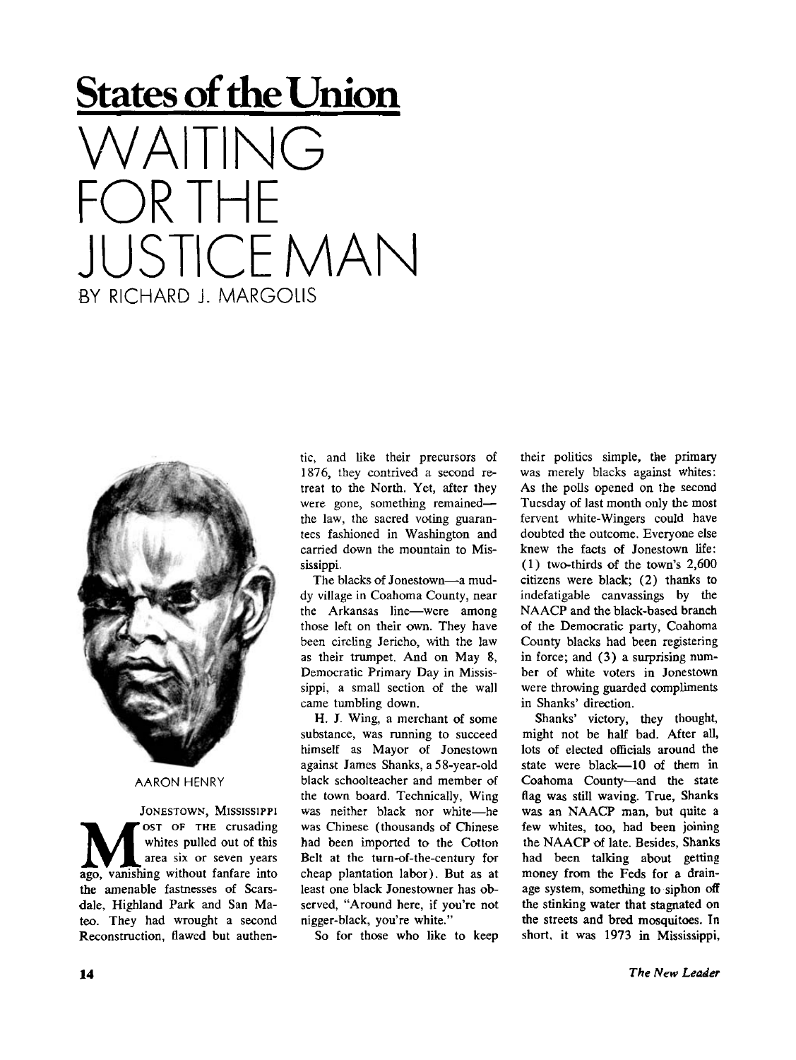## States of the Union

# WAITING FOR THE JUSTICE MAN

BY RICHARD J. MARGOLIS

AARON HENRY

JONESTOWN, MISSISSIPPI

MOST OF THE crusading whites pulled out of this area six or seven years ago, vanishing without fanfare into the amenable fastnesses of Scarsdale, Highland Park and San Mateo. They had wrought a second Reconstruction, flawed but authentic, and like their precursors of 1876, they contrived a second retreat to the North. Yet, after they were gone, something remained—the law, the sacred voting guarantees fashioned in Washington and carried down the mountain to Mississippi.

The blacks of Jonestown—a muddy village in Coahoma County, near the Arkansas line—were among those left on their own. They have been circling Jericho, with the law as their trumpet. And on May 8, Democratic Primary Day in Mississippi, a small section of the wall came tumbling down.

H. J. Wing, a merchant of some substance, was running to succeed himself as Mayor of Jonestown against James Shanks, a 58-year-old black schoolteacher and member of the town board. Technically, Wing was neither black nor white—he was Chinese (thousands of Chinese had been imported to the Cotton Belt at the turn-of-the-century for cheap plantation labor). But as at least one black Jonestowner has observed, "Around here, if you're not nigger-black, you're white."

So for those who like to keep their politics simple, the primary was merely blacks against whites: As the polls opened on the second Tuesday of last month only the most fervent white-Wingers could have doubted the outcome. Everyone else knew the facts of Jonestown life: (1) two-thirds of the town's 2,600 citizens were black; (2) thanks to indefatigable canvassings by the NAACP and the black-based branch of the Democratic party, Coahoma County blacks had been registering in force; and (3) a surprising number of white voters in Jonestown were throwing guarded compliments in Shanks' direction.

Shanks' victory, they thought, might not be half bad. After all, lots of elected officials around the state were black—10 of them in Coahoma County—and the state flag was still waving. True, Shanks was an NAACP man, but quite a few whites, too, had been joining the NAACP of late. Besides, Shanks had been talking about getting money from the Feds for a drainage system, something to siphon off the stinking water that stagnated on the streets and bred mosquitoes. In short, it was 1973 in Mississippi,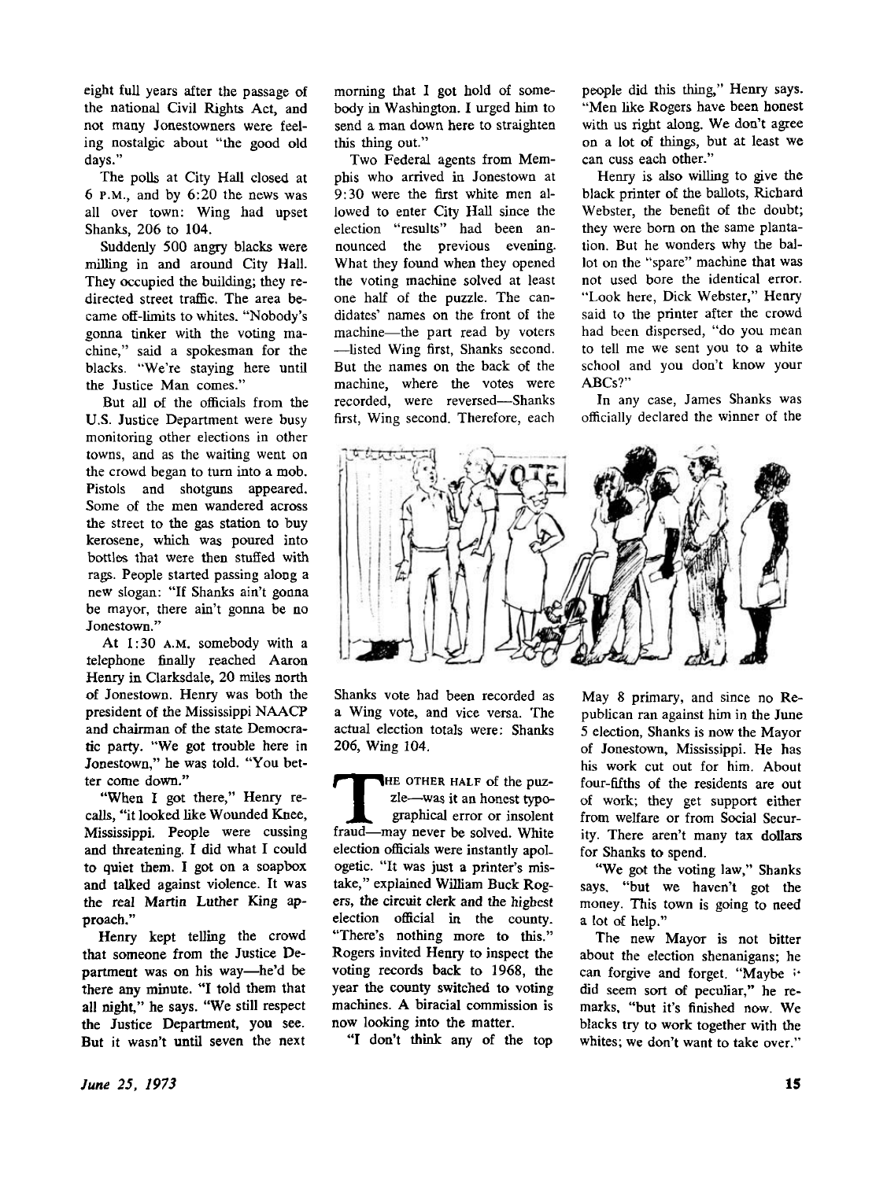eight full years after the passage of the national Civil Rights Act, and not many Jonestowners were feeling nostalgic about "the good old days."

The polls at City Hall closed at 6 P.M., and by 6:20 the news was all over town: Wing had upset Shanks, 206 to 104.

Suddenly 500 angry blacks were milling in and around City Hall. They occupied the building; they redirected street traffic. The area became off-limits to whites. "Nobody's gonna tinker with the voting machine," said a spokesman for the blacks. "We're staying here until the Justice Man comes."

But all of the officials from the U.S. Justice Department were busy monitoring other elections in other towns, and as the waiting went on the crowd began to turn into a mob. Pistols and shotguns appeared. Some of the men wandered across the street to the gas station to buy kerosene, which was poured into bottles that were then stuffed with rags. People started passing along a new slogan: "If Shanks ain't gonna be mayor, there ain't gonna be no Jonestown."

At 1:30 A.M. somebody with a telephone finally reached Aaron Henry in Clarksdale, 20 miles north of Jonestown. Henry was both the president of the Mississippi NAACP and chairman of the state Democratic party. "We got trouble here in Jonestown," he was told. "You better come down."

"When I got there," Henry recalls, "it looked like Wounded Knee, Mississippi. People were cussing and threatening. I did what I could to quiet them. I got on a soapbox and talked against violence. It was the real Martin Luther King approach."

Henry kept telling the crowd that someone from the Justice Department was on his way—he'd be there any minute. "I told them that all night," he says. "We still respect the Justice Department, you see. But it wasn't until seven the next morning that I got hold of somebody in Washington. I urged him to send a man down here to straighten this thing out."

Two Federal agents from Memphis who arrived in Jonestown at 9:30 were the first white men allowed to enter City Hall since the election "results" had been announced the previous evening. What they found when they opened the voting machine solved at least one half of the puzzle. The candidates' names on the front of the machine—the part read by voters—listed Wing first, Shanks second. But the names on the back of the machine, where the votes were recorded, were reversed—Shanks first, Wing second. Therefore, each Shanks vote had been recorded as a Wing vote, and vice versa. The actual election totals were: Shanks 206, Wing 104.

THE OTHER HALF of the puzzle—was it an honest typographical error or insolent fraud—may never be solved. White election officials were instantly apologetic. "It was just a printer's mistake," explained William Buck Rogers, the circuit clerk and the highest election official in the county. "There's nothing more to this." Rogers invited Henry to inspect the voting records back to 1968, the year the county switched to voting machines. A biracial commission is now looking into the matter.

"I don't think any of the top people did this thing," Henry says. "Men like Rogers have been honest with us right along. We don't agree on a lot of things, but at least we can cuss each other."

Henry is also willing to give the black printer of the ballots, Richard Webster, the benefit of the doubt; they were born on the same plantation. But he wonders why the ballot on the "spare" machine that was not used bore the identical error. "Look here, Dick Webster," Henry said to the printer after the crowd had been dispersed, "do you mean to tell me we sent you to a white school and you don't know your ABCs?"

In any case, James Shanks was officially declared the winner of the May 8 primary, and since no Republican ran against him in the June 5 election, Shanks is now the Mayor of Jonestown, Mississippi. He has his work cut out for him. About four-fifths of the residents are out of work; they get support either from welfare or from Social Security. There aren't many tax dollars for Shanks to spend.

"We got the voting law," Shanks says, "but we haven't got the money. This town is going to need a lot of help."

The new Mayor is not bitter about the election shenanigans; he can forgive and forget. "Maybe it did seem sort of peculiar," he remarks, "but it's finished now. We blacks try to work together with the whites; we don't want to take over."